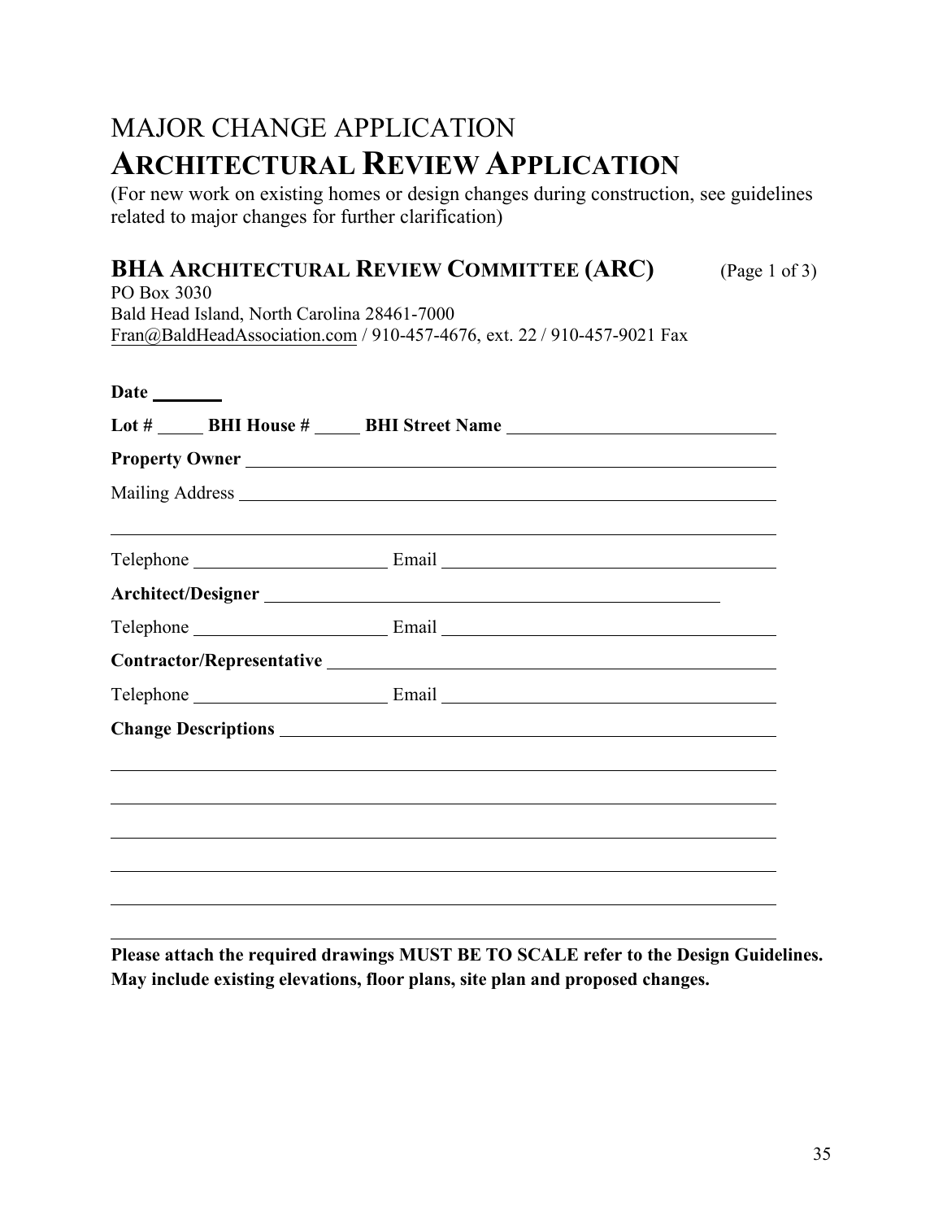# MAJOR CHANGE APPLICATION

# ARCHITECTURAL REVIEW APPLICATION

(For new work on existing homes or design changes during construction, see guidelines related to major changes for further clarification)

## BHA ARCHITECTURAL REVIEW COMMITTEE (ARC) (Page 1 of 3)

PO Box 3030
Bald Head Island, North Carolina 28461-7000
Fran@BaldHeadAssociation.com / 910-457-4676, ext. 22 / 910-457-9021 Fax

**Date** ________

**Lot #** _____ **BHI House #** _____ **BHI Street Name** ______________________________

**Property Owner** ____________________________________________________________

Mailing Address ______________________________________________________________

______________________________________________________________________________

Telephone _____________________ Email _____________________________________

**Architect/Designer** ____________________________________________________

Telephone _____________________ Email _____________________________________

**Contractor/Representative** ______________________________________________

Telephone _____________________ Email _____________________________________

**Change Descriptions** ___________________________________________________

______________________________________________________________________________

______________________________________________________________________________

______________________________________________________________________________

______________________________________________________________________________

______________________________________________________________________________

______________________________________________________________________________

**Please attach the required drawings MUST BE TO SCALE refer to the Design Guidelines. May include existing elevations, floor plans, site plan and proposed changes.**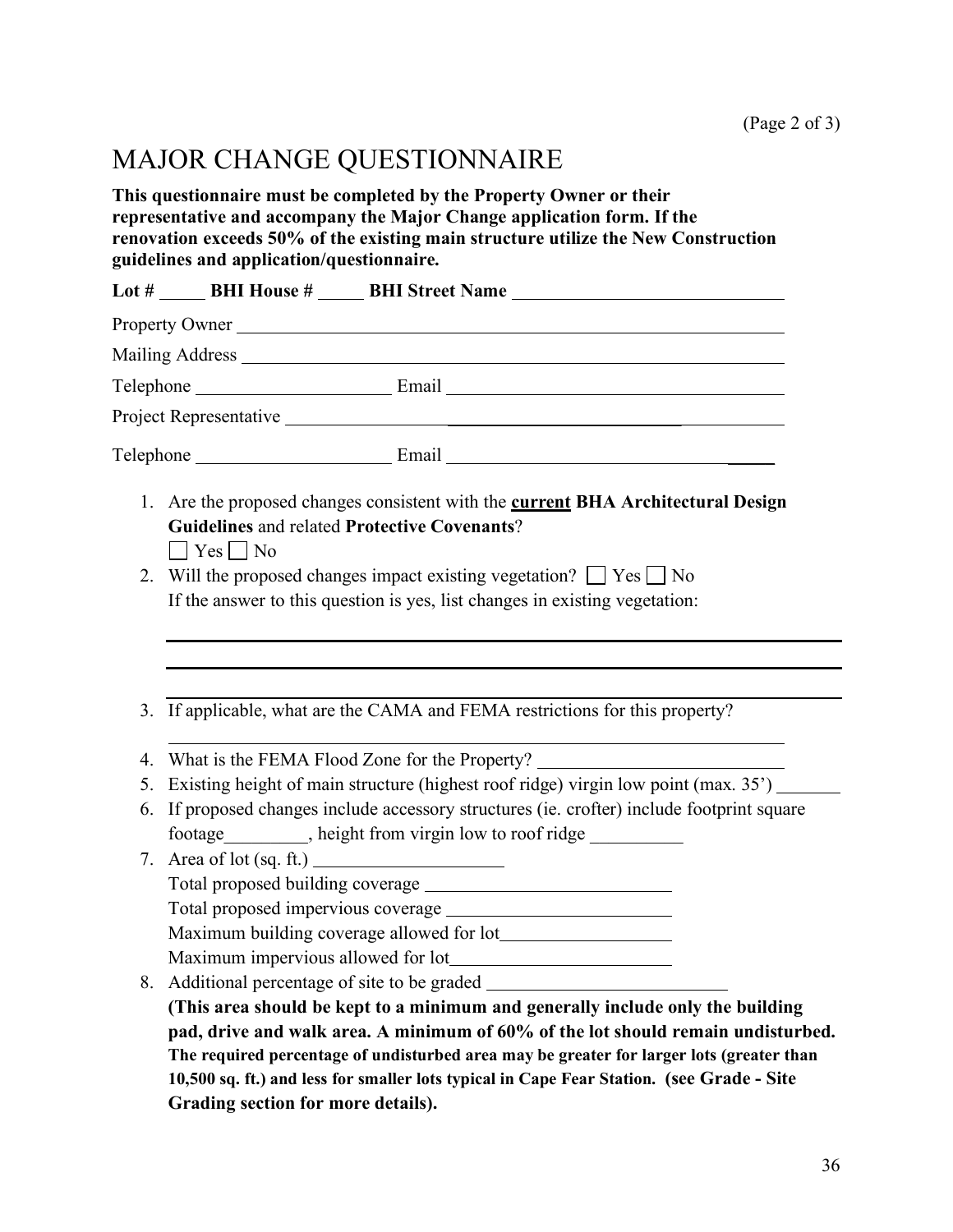# MAJOR CHANGE QUESTIONNAIRE

**This questionnaire must be completed by the Property Owner or their representative and accompany the Major Change application form. If the renovation exceeds 50% of the existing main structure utilize the New Construction guidelines and application/questionnaire.**

**Lot #** _____ **BHI House #** _____ **BHI Street Name** ______________________________

Property Owner ______________________________________________________________

Mailing Address _____________________________________________________________

Telephone ______________________ Email ____________________________________

Project Representative _________________________________________________________

Telephone ______________________ Email ____________________________________

1. Are the proposed changes consistent with the <u>**current**</u> **BHA Architectural Design Guidelines** and related **Protective Covenants**?
   ☐ Yes ☐ No
2. Will the proposed changes impact existing vegetation? ☐ Yes ☐ No
   If the answer to this question is yes, list changes in existing vegetation:
   ______________________________________________________________________
   ______________________________________________________________________
   ______________________________________________________________________
3. If applicable, what are the CAMA and FEMA restrictions for this property?
   ______________________________________________________________________
4. What is the FEMA Flood Zone for the Property? ___________________________
5. Existing height of main structure (highest roof ridge) virgin low point (max. 35') _______
6. If proposed changes include accessory structures (ie. crofter) include footprint square footage_________, height from virgin low to roof ridge __________
7. Area of lot (sq. ft.) ____________________
   Total proposed building coverage ___________________________
   Total proposed impervious coverage _________________________
   Maximum building coverage allowed for lot__________________
   Maximum impervious allowed for lot________________________
8. Additional percentage of site to be graded __________________________
   **(This area should be kept to a minimum and generally include only the building pad, drive and walk area. A minimum of 60% of the lot should remain undisturbed. The required percentage of undisturbed area may be greater for larger lots (greater than 10,500 sq. ft.) and less for smaller lots typical in Cape Fear Station. (see Grade - Site Grading section for more details).**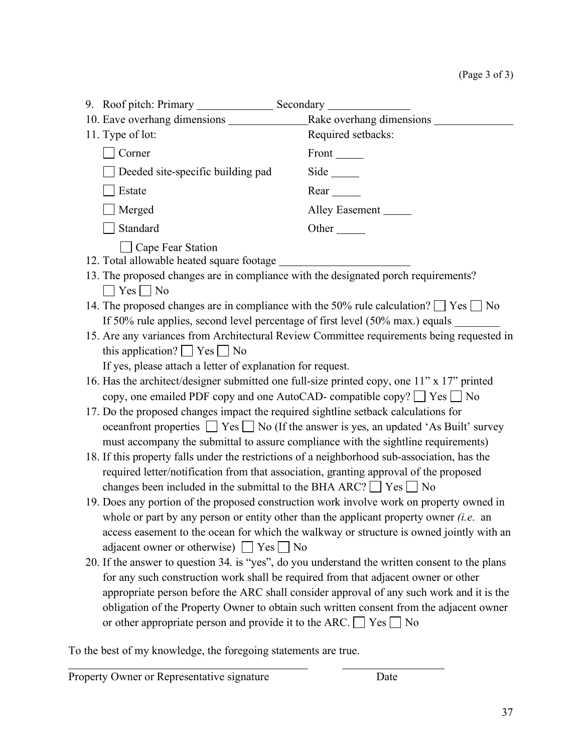9. Roof pitch: Primary _____________ Secondary ______________
10. Eave overhang dimensions ______________ Rake overhang dimensions ______________
11. Type of lot: Required setbacks:

| | |
|---|---|
| ☐ Corner | Front _____ |
| ☐ Deeded site-specific building pad | Side _____ |
| ☐ Estate | Rear _____ |
| ☐ Merged | Alley Easement _____ |
| ☐ Standard | Other _____ |

   ☐ Cape Fear Station

12. Total allowable heated square footage ______________________
13. The proposed changes are in compliance with the designated porch requirements?
    ☐ Yes ☐ No
14. The proposed changes are in compliance with the 50% rule calculation? ☐ Yes ☐ No
    If 50% rule applies, second level percentage of first level (50% max.) equals ________
15. Are any variances from Architectural Review Committee requirements being requested in this application? ☐ Yes ☐ No
    If yes, please attach a letter of explanation for request.
16. Has the architect/designer submitted one full-size printed copy, one 11" x 17" printed copy, one emailed PDF copy and one AutoCAD- compatible copy? ☐ Yes ☐ No
17. Do the proposed changes impact the required sightline setback calculations for oceanfront properties ☐ Yes ☐ No (If the answer is yes, an updated 'As Built' survey must accompany the submittal to assure compliance with the sightline requirements)
18. If this property falls under the restrictions of a neighborhood sub-association, has the required letter/notification from that association, granting approval of the proposed changes been included in the submittal to the BHA ARC? ☐ Yes ☐ No
19. Does any portion of the proposed construction work involve work on property owned in whole or part by any person or entity other than the applicant property owner *(i.e.* an access easement to the ocean for which the walkway or structure is owned jointly with an adjacent owner or otherwise) ☐ Yes ☐ No
20. If the answer to question 34. is "yes", do you understand the written consent to the plans for any such construction work shall be required from that adjacent owner or other appropriate person before the ARC shall consider approval of any such work and it is the obligation of the Property Owner to obtain such written consent from the adjacent owner or other appropriate person and provide it to the ARC. ☐ Yes ☐ No

To the best of my knowledge, the foregoing statements are true.

_______________________________________ __________________

Property Owner or Representative signature Date